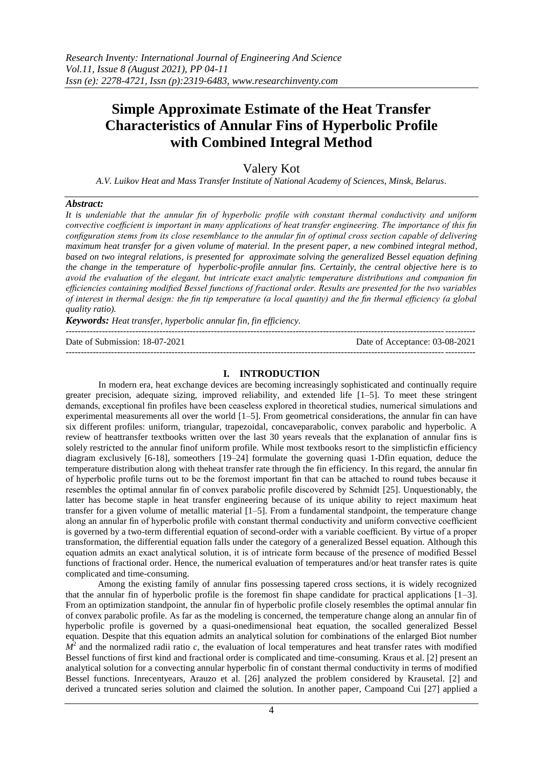# Simple Approximate Estimate of the Heat Transfer Characteristics of Annular Fins of Hyperbolic Profile with Combined Integral Method

Valery Kot

*A.V. Luikov Heat and Mass Transfer Institute of National Academy of Sciences, Minsk, Belarus.*

***Abstract:***

*It is undeniable that the annular fin of hyperbolic profile with constant thermal conductivity and uniform convective coefficient is important in many applications of heat transfer engineering. The importance of this fin configuration stems from its close resemblance to the annular fin of optimal cross section capable of delivering maximum heat transfer for a given volume of material. In the present paper, a new combined integral method, based on two integral relations, is presented for approximate solving the generalized Bessel equation defining the change in the temperature of hyperbolic-profile annular fins. Certainly, the central objective here is to avoid the evaluation of the elegant, but intricate exact analytic temperature distributions and companion fin efficiencies containing modified Bessel functions of fractional order. Results are presented for the two variables of interest in thermal design: the fin tip temperature (a local quantity) and the fin thermal efficiency (a global quality ratio).*

***Keywords:*** *Heat transfer, hyperbolic annular fin, fin efficiency.*

---

Date of Submission: 18-07-2021 Date of Acceptance: 03-08-2021

---

## I. INTRODUCTION

In modern era, heat exchange devices are becoming increasingly sophisticated and continually require greater precision, adequate sizing, improved reliability, and extended life [1–5]. To meet these stringent demands, exceptional fin profiles have been ceaseless explored in theoretical studies, numerical simulations and experimental measurements all over the world [1–5]. From geometrical considerations, the annular fin can have six different profiles: uniform, triangular, trapezoidal, concaveparabolic, convex parabolic and hyperbolic. A review of heattransfer textbooks written over the last 30 years reveals that the explanation of annular fins is solely restricted to the annular finof uniform profile. While most textbooks resort to the simplisticfin efficiency diagram exclusively [6-18], someothers [19–24] formulate the governing quasi 1-Dfin equation, deduce the temperature distribution along with theheat transfer rate through the fin efficiency. In this regard, the annular fin of hyperbolic profile turns out to be the foremost important fin that can be attached to round tubes because it resembles the optimal annular fin of convex parabolic profile discovered by Schmidt [25]. Unquestionably, the latter has become staple in heat transfer engineering because of its unique ability to reject maximum heat transfer for a given volume of metallic material [1–5]. From a fundamental standpoint, the temperature change along an annular fin of hyperbolic profile with constant thermal conductivity and uniform convective coefficient is governed by a two-term differential equation of second-order with a variable coefficient. By virtue of a proper transformation, the differential equation falls under the category of a generalized Bessel equation. Although this equation admits an exact analytical solution, it is of intricate form because of the presence of modified Bessel functions of fractional order. Hence, the numerical evaluation of temperatures and/or heat transfer rates is quite complicated and time-consuming.

Among the existing family of annular fins possessing tapered cross sections, it is widely recognized that the annular fin of hyperbolic profile is the foremost fin shape candidate for practical applications [1–3]. From an optimization standpoint, the annular fin of hyperbolic profile closely resembles the optimal annular fin of convex parabolic profile. As far as the modeling is concerned, the temperature change along an annular fin of hyperbolic profile is governed by a quasi-onedimensional heat equation, the socalled generalized Bessel equation. Despite that this equation admits an analytical solution for combinations of the enlarged Biot number $M^2$ and the normalized radii ratio $c$, the evaluation of local temperatures and heat transfer rates with modified Bessel functions of first kind and fractional order is complicated and time-consuming. Kraus et al. [2] present an analytical solution for a convecting annular hyperbolic fin of constant thermal conductivity in terms of modified Bessel functions. Inrecentyears, Arauzo et al. [26] analyzed the problem considered by Krausetal. [2] and derived a truncated series solution and claimed the solution. In another paper, Campoand Cui [27] applied a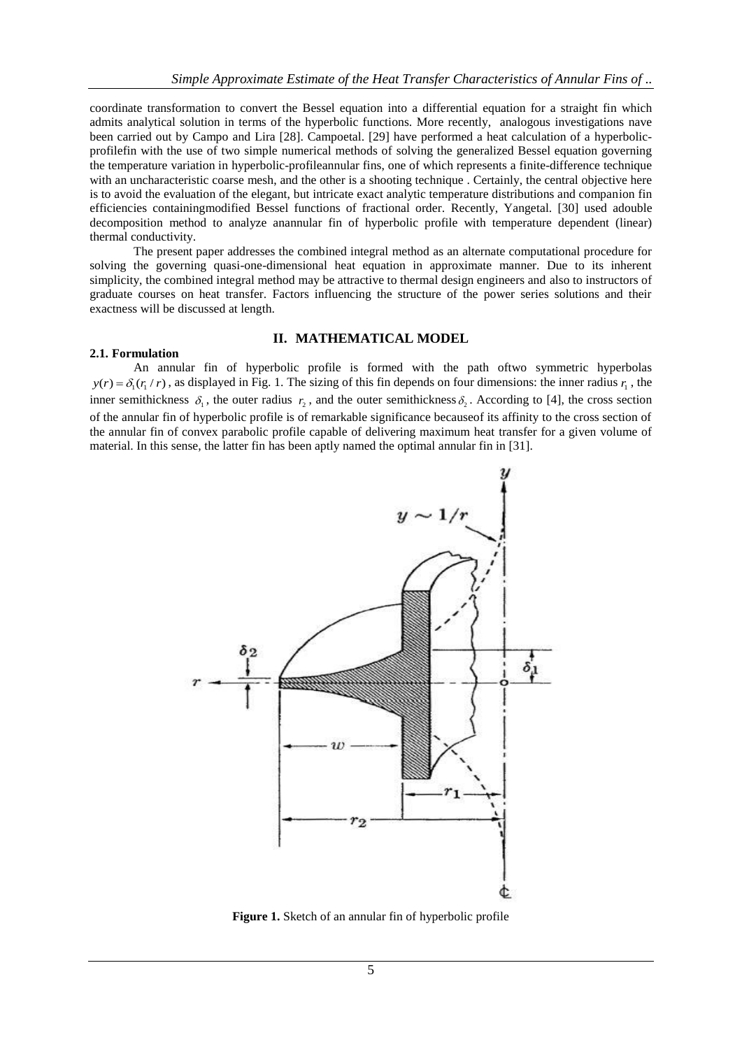coordinate transformation to convert the Bessel equation into a differential equation for a straight fin which admits analytical solution in terms of the hyperbolic functions. More recently, analogous investigations nave been carried out by Campo and Lira [28]. Campoetal. [29] have performed a heat calculation of a hyperbolic-profilefin with the use of two simple numerical methods of solving the generalized Bessel equation governing the temperature variation in hyperbolic-profileannular fins, one of which represents a finite-difference technique with an uncharacteristic coarse mesh, and the other is a shooting technique . Certainly, the central objective here is to avoid the evaluation of the elegant, but intricate exact analytic temperature distributions and companion fin efficiencies containingmodified Bessel functions of fractional order. Recently, Yangetal. [30] used adouble decomposition method to analyze anannular fin of hyperbolic profile with temperature dependent (linear) thermal conductivity.

The present paper addresses the combined integral method as an alternate computational procedure for solving the governing quasi-one-dimensional heat equation in approximate manner. Due to its inherent simplicity, the combined integral method may be attractive to thermal design engineers and also to instructors of graduate courses on heat transfer. Factors influencing the structure of the power series solutions and their exactness will be discussed at length.

## II. MATHEMATICAL MODEL

### 2.1. Formulation

An annular fin of hyperbolic profile is formed with the path oftwo symmetric hyperbolas $y(r) = \delta_1(r_1 / r)$, as displayed in Fig. 1. The sizing of this fin depends on four dimensions: the inner radius $r_1$, the inner semithickness $\delta_1$, the outer radius $r_2$, and the outer semithickness $\delta_2$. According to [4], the cross section of the annular fin of hyperbolic profile is of remarkable significance becauseof its affinity to the cross section of the annular fin of convex parabolic profile capable of delivering maximum heat transfer for a given volume of material. In this sense, the latter fin has been aptly named the optimal annular fin in [31].

**Figure 1.** Sketch of an annular fin of hyperbolic profile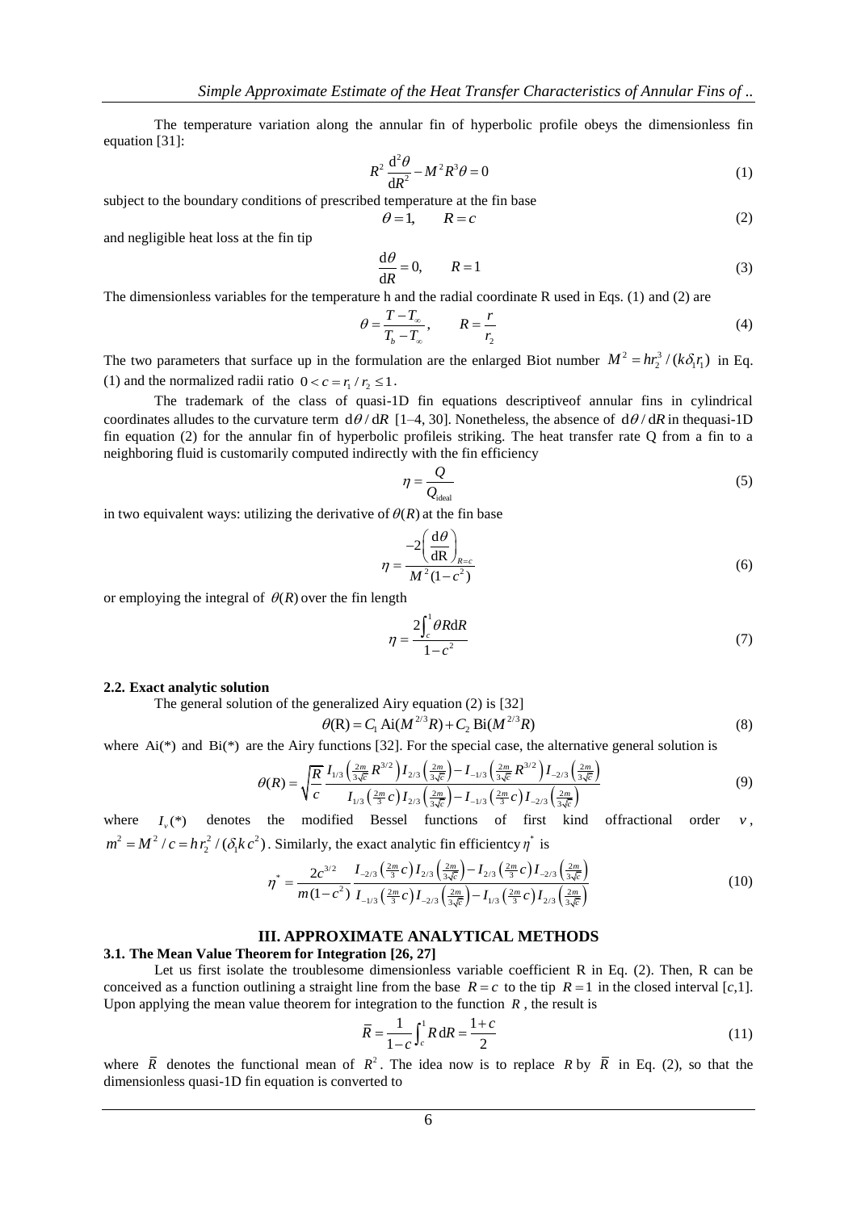The temperature variation along the annular fin of hyperbolic profile obeys the dimensionless fin equation [31]:

$$R^2 \frac{\mathrm{d}^2\theta}{\mathrm{d}R^2} - M^2 R^3 \theta = 0 \tag{1}$$

subject to the boundary conditions of prescribed temperature at the fin base

$$\theta = 1, \qquad R = c \tag{2}$$

and negligible heat loss at the fin tip

$$\frac{\mathrm{d}\theta}{\mathrm{d}R} = 0, \qquad R = 1 \tag{3}$$

The dimensionless variables for the temperature h and the radial coordinate R used in Eqs. (1) and (2) are

$$\theta = \frac{T - T_\infty}{T_b - T_\infty}, \qquad R = \frac{r}{r_2} \tag{4}$$

The two parameters that surface up in the formulation are the enlarged Biot number $M^2 = hr_2^3 / (k\delta_1 r_1)$ in Eq. (1) and the normalized radii ratio $0 < c = r_1 / r_2 \leq 1$.

The trademark of the class of quasi-1D fin equations descriptiveof annular fins in cylindrical coordinates alludes to the curvature term $\mathrm{d}\theta / \mathrm{d}R$ [1–4, 30]. Nonetheless, the absence of $\mathrm{d}\theta / \mathrm{d}R$ in thequasi-1D fin equation (2) for the annular fin of hyperbolic profileis striking. The heat transfer rate Q from a fin to a neighboring fluid is customarily computed indirectly with the fin efficiency

$$\eta = \frac{Q}{Q_{\text{ideal}}} \tag{5}$$

in two equivalent ways: utilizing the derivative of $\theta(R)$ at the fin base

$$\eta = \frac{-2\left(\frac{\mathrm{d}\theta}{\mathrm{dR}}\right)_{R=c}}{M^2(1-c^2)} \tag{6}$$

or employing the integral of $\theta(R)$ over the fin length

$$\eta = \frac{2\int_c^1 \theta R \mathrm{d}R}{1-c^2} \tag{7}$$

### 2.2. Exact analytic solution

The general solution of the generalized Airy equation (2) is [32]

$$\theta(\mathrm{R}) = C_1 \,\mathrm{Ai}(M^{2/3}R) + C_2 \,\mathrm{Bi}(M^{2/3}R) \tag{8}$$

where Ai(\*) and Bi(\*) are the Airy functions [32]. For the special case, the alternative general solution is

$$\theta(R) = \sqrt{\frac{R}{c}} \frac{I_{1/3}\left(\frac{2m}{3\sqrt{c}}R^{3/2}\right) I_{2/3}\left(\frac{2m}{3\sqrt{c}}\right) - I_{-1/3}\left(\frac{2m}{3\sqrt{c}}R^{3/2}\right) I_{-2/3}\left(\frac{2m}{3\sqrt{c}}\right)}{I_{1/3}\left(\frac{2m}{3}c\right) I_{2/3}\left(\frac{2m}{3\sqrt{c}}\right) - I_{-1/3}\left(\frac{2m}{3}c\right) I_{-2/3}\left(\frac{2m}{3\sqrt{c}}\right)} \tag{9}$$

where $I_v(*)$ denotes the modified Bessel functions of first kind offractional order $v$, $m^2 = M^2 / c = h r_2^2 / (\delta_1 k\, c^2)$. Similarly, the exact analytic fin efficientcy $\eta^*$ is

$$\eta^* = \frac{2c^{3/2}}{m(1-c^2)} \frac{I_{-2/3}\left(\frac{2m}{3}c\right) I_{2/3}\left(\frac{2m}{3\sqrt{c}}\right) - I_{2/3}\left(\frac{2m}{3}c\right) I_{-2/3}\left(\frac{2m}{3\sqrt{c}}\right)}{I_{-1/3}\left(\frac{2m}{3}c\right) I_{-2/3}\left(\frac{2m}{3\sqrt{c}}\right) - I_{1/3}\left(\frac{2m}{3}c\right) I_{2/3}\left(\frac{2m}{3\sqrt{c}}\right)} \tag{10}$$

## III. APPROXIMATE ANALYTICAL METHODS

### 3.1. The Mean Value Theorem for Integration [26, 27]

Let us first isolate the troublesome dimensionless variable coefficient R in Eq. (2). Then, R can be conceived as a function outlining a straight line from the base $R = c$ to the tip $R = 1$ in the closed interval $[c,1]$. Upon applying the mean value theorem for integration to the function $R$, the result is

$$\bar{R} = \frac{1}{1-c}\int_c^1 R\,\mathrm{d}R = \frac{1+c}{2} \tag{11}$$

where $\bar{R}$ denotes the functional mean of $R^2$. The idea now is to replace $R$ by $\bar{R}$ in Eq. (2), so that the dimensionless quasi-1D fin equation is converted to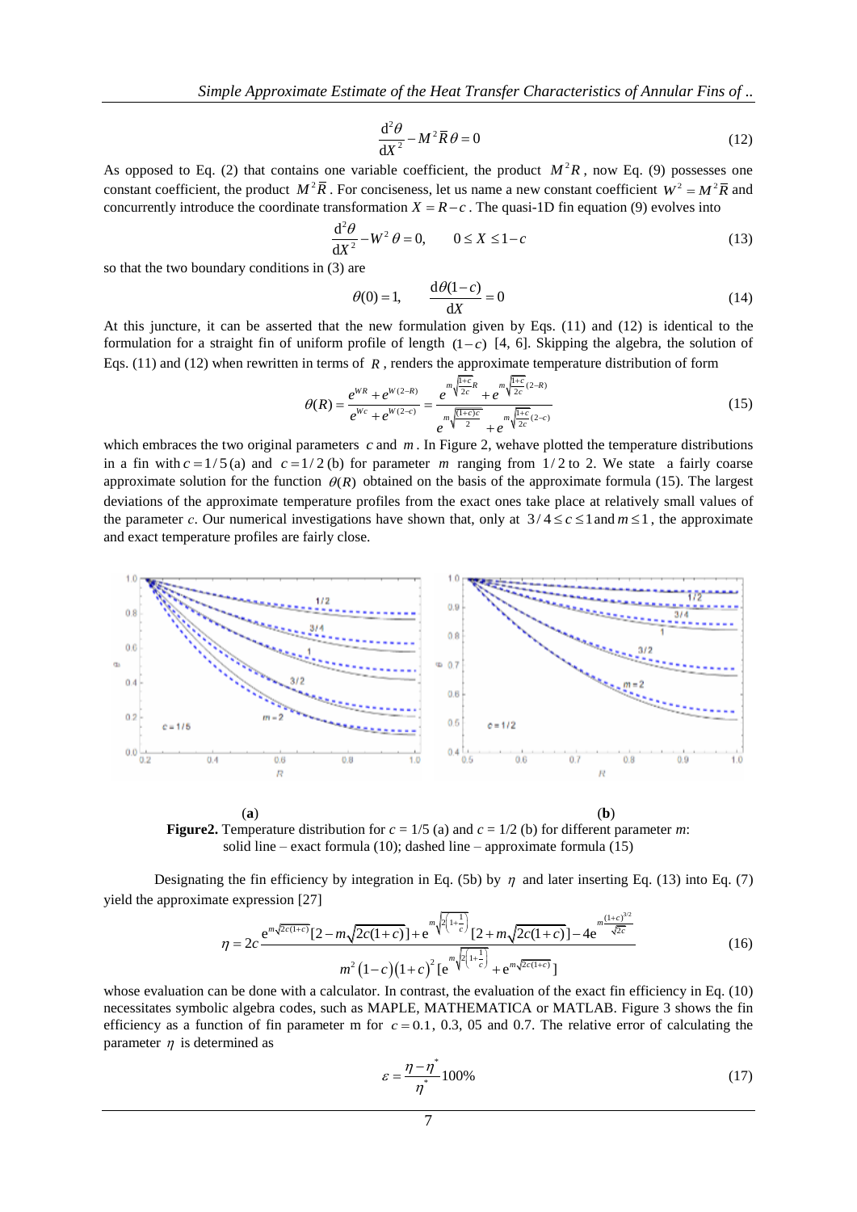$$\frac{\mathrm{d}^2\theta}{\mathrm{d}X^2} - M^2\bar{R}\,\theta = 0 \tag{12}$$

As opposed to Eq. (2) that contains one variable coefficient, the product $M^2R$, now Eq. (9) possesses one constant coefficient, the product $M^2\bar{R}$. For conciseness, let us name a new constant coefficient $W^2 = M^2\bar{R}$ and concurrently introduce the coordinate transformation $X = R - c$. The quasi-1D fin equation (9) evolves into

$$\frac{\mathrm{d}^2\theta}{\mathrm{d}X^2} - W^2\,\theta = 0, \qquad 0 \le X \le 1-c \tag{13}$$

so that the two boundary conditions in (3) are

$$\theta(0) = 1, \qquad \frac{\mathrm{d}\theta(1-c)}{\mathrm{d}X} = 0 \tag{14}$$

At this juncture, it can be asserted that the new formulation given by Eqs. (11) and (12) is identical to the formulation for a straight fin of uniform profile of length $(1-c)$ [4, 6]. Skipping the algebra, the solution of Eqs. (11) and (12) when rewritten in terms of $R$, renders the approximate temperature distribution of form

$$\theta(R) = \frac{e^{WR} + e^{W(2-R)}}{e^{Wc} + e^{W(2-c)}} = \frac{e^{m\sqrt{\frac{1+c}{2c}}R} + e^{m\sqrt{\frac{1+c}{2c}}(2-R)}}{e^{m\sqrt{\frac{(1+c)c}{2}}} + e^{m\sqrt{\frac{1+c}{2c}}(2-c)}} \tag{15}$$

which embraces the two original parameters $c$ and $m$. In Figure 2, wehave plotted the temperature distributions in a fin with $c = 1/5$ (a) and $c = 1/2$ (b) for parameter $m$ ranging from $1/2$ to 2. We state a fairly coarse approximate solution for the function $\theta(R)$ obtained on the basis of the approximate formula (15). The largest deviations of the approximate temperature profiles from the exact ones take place at relatively small values of the parameter $c$. Our numerical investigations have shown that, only at $3/4 \le c \le 1$ and $m \le 1$, the approximate and exact temperature profiles are fairly close.

(**a**) (**b**)

**Figure2.** Temperature distribution for $c$ = 1/5 (a) and $c$ = 1/2 (b) for different parameter $m$: solid line – exact formula (10); dashed line – approximate formula (15)

Designating the fin efficiency by integration in Eq. (5b) by $\eta$ and later inserting Eq. (13) into Eq. (7) yield the approximate expression [27]

$$\eta = 2c\frac{\mathrm{e}^{m\sqrt{2c(1+c)}}[2 - m\sqrt{2c(1+c)}] + \mathrm{e}^{m\sqrt{2\left(1+\frac{1}{c}\right)}}[2 + m\sqrt{2c(1+c)}] - 4\mathrm{e}^{m\frac{(1+c)^{3/2}}{\sqrt{2c}}}}{m^2(1-c)(1+c)^2\,[\mathrm{e}^{m\sqrt{2\left(1+\frac{1}{c}\right)}} + \mathrm{e}^{m\sqrt{2c(1+c)}}]} \tag{16}$$

whose evaluation can be done with a calculator. In contrast, the evaluation of the exact fin efficiency in Eq. (10) necessitates symbolic algebra codes, such as MAPLE, MATHEMATICA or MATLAB. Figure 3 shows the fin efficiency as a function of fin parameter m for $c = 0.1$, 0.3, 05 and 0.7. The relative error of calculating the parameter $\eta$ is determined as

$$\varepsilon = \frac{\eta - \eta^*}{\eta^*}100\% \tag{17}$$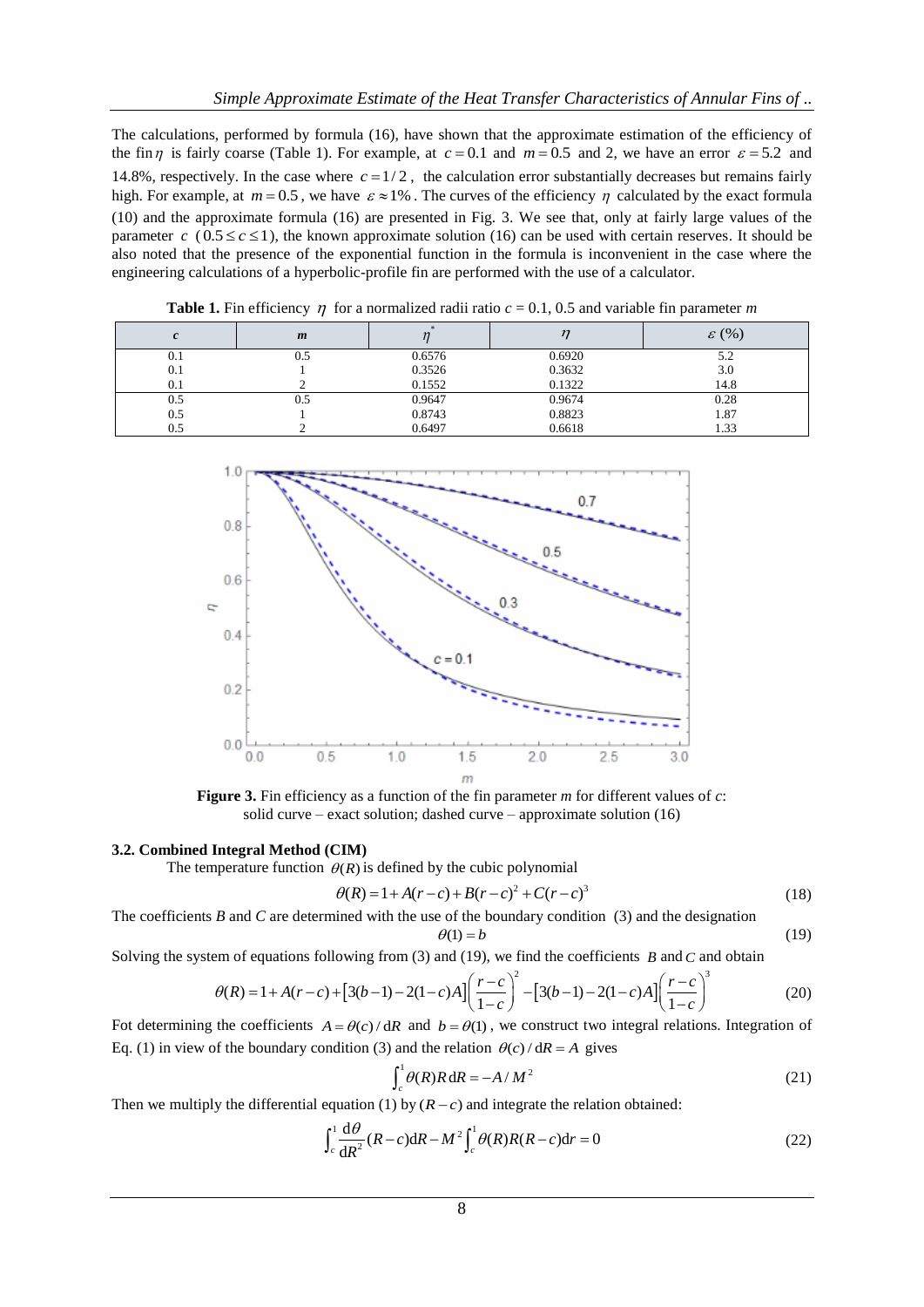The calculations, performed by formula (16), have shown that the approximate estimation of the efficiency of the fin $\eta$ is fairly coarse (Table 1). For example, at $c = 0.1$ and $m = 0.5$ and 2, we have an error $\varepsilon = 5.2$ and 14.8%, respectively. In the case where $c = 1/2$, the calculation error substantially decreases but remains fairly high. For example, at $m = 0.5$, we have $\varepsilon \approx 1\%$. The curves of the efficiency $\eta$ calculated by the exact formula (10) and the approximate formula (16) are presented in Fig. 3. We see that, only at fairly large values of the parameter $c$ ($0.5 \le c \le 1$), the known approximate solution (16) can be used with certain reserves. It should be also noted that the presence of the exponential function in the formula is inconvenient in the case where the engineering calculations of a hyperbolic-profile fin are performed with the use of a calculator.

**Table 1.** Fin efficiency $\eta$ for a normalized radii ratio $c$ = 0.1, 0.5 and variable fin parameter $m$

| $c$ | $m$ | $\eta^*$ | $\eta$ | $\varepsilon$ (%) |
|---|---|---|---|---|
| 0.1 | 0.5 | 0.6576 | 0.6920 | 5.2 |
| 0.1 | 1 | 0.3526 | 0.3632 | 3.0 |
| 0.1 | 2 | 0.1552 | 0.1322 | 14.8 |
| 0.5 | 0.5 | 0.9647 | 0.9674 | 0.28 |
| 0.5 | 1 | 0.8743 | 0.8823 | 1.87 |
| 0.5 | 2 | 0.6497 | 0.6618 | 1.33 |

**Figure 3.** Fin efficiency as a function of the fin parameter $m$ for different values of $c$: solid curve – exact solution; dashed curve – approximate solution (16)

### 3.2. Combined Integral Method (CIM)

The temperature function $\theta(R)$ is defined by the cubic polynomial

$$\theta(R) = 1 + A(r-c) + B(r-c)^2 + C(r-c)^3 \tag{18}$$

The coefficients $B$ and $C$ are determined with the use of the boundary condition (3) and the designation

$$\theta(1) = b \tag{19}$$

Solving the system of equations following from (3) and (19), we find the coefficients $B$ and $C$ and obtain

$$\theta(R) = 1 + A(r-c) + \left[3(b-1) - 2(1-c)A\right]\left(\frac{r-c}{1-c}\right)^2 - \left[3(b-1) - 2(1-c)A\right]\left(\frac{r-c}{1-c}\right)^3 \tag{20}$$

Fot determining the coefficients $A = \theta(c)/\mathrm{d}R$ and $b = \theta(1)$, we construct two integral relations. Integration of Eq. (1) in view of the boundary condition (3) and the relation $\theta(c)/\mathrm{d}R = A$ gives

$$\int_c^1 \theta(R) R \,\mathrm{d}R = -A/M^2 \tag{21}$$

Then we multiply the differential equation (1) by $(R-c)$ and integrate the relation obtained:

$$\int_c^1 \frac{\mathrm{d}\theta}{\mathrm{d}R^2}(R-c)\mathrm{d}R - M^2 \int_c^1 \theta(R) R (R-c) \mathrm{d}r = 0 \tag{22}$$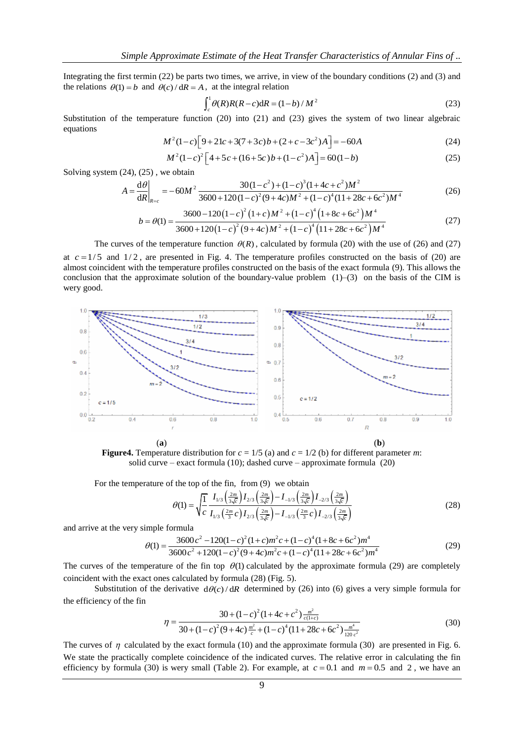Integrating the first termin (22) be parts two times, we arrive, in view of the boundary conditions (2) and (3) and the relations $\theta(1) = b$ and $\theta(c)/\mathrm{d}R = A$, at the integral relation

$$\int_c^1 \theta(R)R(R-c)\mathrm{d}R = (1-b)/M^2 \tag{23}$$

Substitution of the temperature function (20) into (21) and (23) gives the system of two linear algebraic equations

$$M^2(1-c)\left[9+21c+3(7+3c)b+(2+c-3c^2)A\right] = -60A \tag{24}$$

$$M^2(1-c)^2\left[4+5c+(16+5c)b+(1-c^2)A\right] = 60(1-b) \tag{25}$$

Solving system (24), (25) , we obtain

$$A = \left.\frac{\mathrm{d}\theta}{\mathrm{d}R}\right|_{R=c} = -60M^2 \frac{30(1-c^2)+(1-c)^3(1+4c+c^2)M^2}{3600+120(1-c)^2(9+4c)M^2+(1-c)^4(11+28c+6c^2)M^4} \tag{26}$$

$$b = \theta(1) = \frac{3600-120(1-c)^2(1+c)M^2+(1-c)^4(1+8c+6c^2)M^4}{3600+120(1-c)^2(9+4c)M^2+(1-c)^4(11+28c+6c^2)M^4} \tag{27}$$

The curves of the temperature function $\theta(R)$, calculated by formula (20) with the use of (26) and (27) at $c = 1/5$ and $1/2$, are presented in Fig. 4. The temperature profiles constructed on the basis of (20) are almost coincident with the temperature profiles constructed on the basis of the exact formula (9). This allows the conclusion that the approximate solution of the boundary-value problem (1)–(3) on the basis of the CIM is wery good.

(**a**) (**b**)

**Figure4.** Temperature distribution for $c$ = 1/5 (a) and $c$ = 1/2 (b) for different parameter $m$: solid curve – exact formula (10); dashed curve – approximate formula (20)

For the temperature of the top of the fin, from (9) we obtain

$$\theta(1) = \sqrt{\frac{1}{c}}\,\frac{I_{1/3}\left(\frac{2m}{3\sqrt{c}}\right)I_{2/3}\left(\frac{2m}{3\sqrt{c}}\right)-I_{-1/3}\left(\frac{2m}{3\sqrt{c}}\right)I_{-2/3}\left(\frac{2m}{3\sqrt{c}}\right)}{I_{1/3}\left(\frac{2m}{3}c\right)I_{2/3}\left(\frac{2m}{3\sqrt{c}}\right)-I_{-1/3}\left(\frac{2m}{3}c\right)I_{-2/3}\left(\frac{2m}{3\sqrt{c}}\right)} \tag{28}$$

and arrive at the very simple formula

$$\theta(1) = \frac{3600c^2-120(1-c)^2(1+c)m^2c+(1-c)^4(1+8c+6c^2)m^4}{3600c^2+120(1-c)^2(9+4c)m^2c+(1-c)^4(11+28c+6c^2)m^4} \tag{29}$$

The curves of the temperature of the fin top $\theta(1)$ calculated by the approximate formula (29) are completely coincident with the exact ones calculated by formula (28) (Fig. 5).

Substitution of the derivative $\mathrm{d}\theta(c)/\mathrm{d}R$ determined by (26) into (6) gives a very simple formula for the efficiency of the fin

$$\eta = \frac{30+(1-c)^2(1+4c+c^2)\frac{m^2}{c(1+c)}}{30+(1-c)^2(9+4c)\frac{m^2}{c}+(1-c)^4(11+28c+6c^2)\frac{m^4}{120c^2}} \tag{30}$$

The curves of $\eta$ calculated by the exact formula (10) and the approximate formula (30) are presented in Fig. 6. We state the practically complete coincidence of the indicated curves. The relative error in calculating the fin efficiency by formula (30) is very small (Table 2). For example, at $c = 0.1$ and $m = 0.5$ and $2$, we have an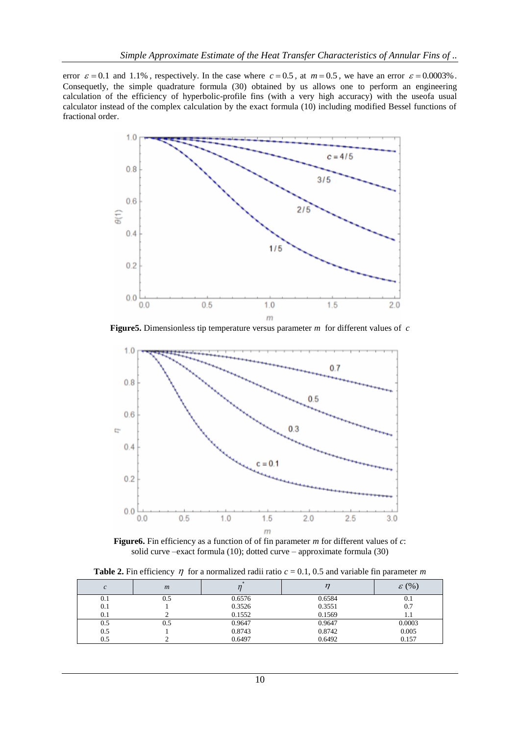error $\varepsilon = 0.1$ and 1.1%, respectively. In the case where $c = 0.5$, at $m = 0.5$, we have an error $\varepsilon = 0.0003\%$. Consequetly, the simple quadrature formula (30) obtained by us allows one to perform an engineering calculation of the efficiency of hyperbolic-profile fins (with a very high accuracy) with the useofa usual calculator instead of the complex calculation by the exact formula (10) including modified Bessel functions of fractional order.

**Figure5.** Dimensionless tip temperature versus parameter $m$ for different values of $c$

**Figure6.** Fin efficiency as a function of of fin parameter $m$ for different values of $c$: solid curve –exact formula (10); dotted curve – approximate formula (30)

**Table 2.** Fin efficiency $\eta$ for a normalized radii ratio $c$ = 0.1, 0.5 and variable fin parameter $m$

| $c$ | $m$ | $\eta^*$ | $\eta$ | $\varepsilon$ (%) |
|---|---|---|---|---|
| 0.1 | 0.5 | 0.6576 | 0.6584 | 0.1 |
| 0.1 | 1 | 0.3526 | 0.3551 | 0.7 |
| 0.1 | 2 | 0.1552 | 0.1569 | 1.1 |
| 0.5 | 0.5 | 0.9647 | 0.9647 | 0.0003 |
| 0.5 | 1 | 0.8743 | 0.8742 | 0.005 |
| 0.5 | 2 | 0.6497 | 0.6492 | 0.157 |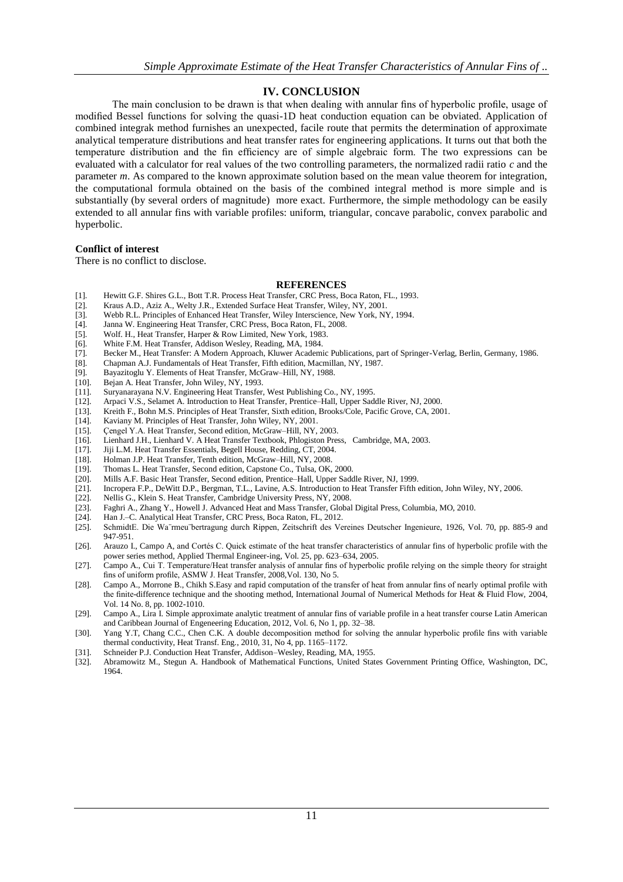## IV. CONCLUSION

The main conclusion to be drawn is that when dealing with annular fins of hyperbolic profile, usage of modified Bessel functions for solving the quasi-1D heat conduction equation can be obviated. Application of combined integrak method furnishes an unexpected, facile route that permits the determination of approximate analytical temperature distributions and heat transfer rates for engineering applications. It turns out that both the temperature distribution and the fin efficiency are of simple algebraic form. The two expressions can be evaluated with a calculator for real values of the two controlling parameters, the normalized radii ratio *c* and the parameter *m*. As compared to the known approximate solution based on the mean value theorem for integration, the computational formula obtained on the basis of the combined integral method is more simple and is substantially (by several orders of magnitude) more exact. Furthermore, the simple methodology can be easily extended to all annular fins with variable profiles: uniform, triangular, concave parabolic, convex parabolic and hyperbolic.

**Conflict of interest**

There is no conflict to disclose.

## REFERENCES

[1]. Hewitt G.F. Shires G.L., Bott T.R. Process Heat Transfer, CRC Press, Boca Raton, FL., 1993.
[2]. Kraus A.D., Aziz A., Welty J.R., Extended Surface Heat Transfer, Wiley, NY, 2001.
[3]. Webb R.L. Principles of Enhanced Heat Transfer, Wiley Interscience, New York, NY, 1994.
[4]. Janna W. Engineering Heat Transfer, CRC Press, Boca Raton, FL, 2008.
[5]. Wolf. H., Heat Transfer, Harper & Row Limited, New York, 1983.
[6]. White F.M. Heat Transfer, Addison Wesley, Reading, MA, 1984.
[7]. Becker M., Heat Transfer: A Modern Approach, Kluwer Academic Publications, part of Springer-Verlag, Berlin, Germany, 1986.
[8]. Chapman A.J. Fundamentals of Heat Transfer, Fifth edition, Macmillan, NY, 1987.
[9]. Bayazitoglu Y. Elements of Heat Transfer, McGraw–Hill, NY, 1988.
[10]. Bejan A. Heat Transfer, John Wiley, NY, 1993.
[11]. Suryanarayana N.V. Engineering Heat Transfer, West Publishing Co., NY, 1995.
[12]. Arpaci V.S., Selamet A. Introduction to Heat Transfer, Prentice–Hall, Upper Saddle River, NJ, 2000.
[13]. Kreith F., Bohn M.S. Principles of Heat Transfer, Sixth edition, Brooks/Cole, Pacific Grove, CA, 2001.
[14]. Kaviany M. Principles of Heat Transfer, John Wiley, NY, 2001.
[15]. Çengel Y.A. Heat Transfer, Second edition, McGraw–Hill, NY, 2003.
[16]. Lienhard J.H., Lienhard V. A Heat Transfer Textbook, Phlogiston Press, Cambridge, MA, 2003.
[17]. Jiji L.M. Heat Transfer Essentials, Begell House, Redding, CT, 2004.
[18]. Holman J.P. Heat Transfer, Tenth edition, McGraw–Hill, NY, 2008.
[19]. Thomas L. Heat Transfer, Second edition, Capstone Co., Tulsa, OK, 2000.
[20]. Mills A.F. Basic Heat Transfer, Second edition, Prentice–Hall, Upper Saddle River, NJ, 1999.
[21]. Incropera F.P., DeWitt D.P., Bergman, T.L., Lavine, A.S. Introduction to Heat Transfer Fifth edition, John Wiley, NY, 2006.
[22]. Nellis G., Klein S. Heat Transfer, Cambridge University Press, NY, 2008.
[23]. Faghri A., Zhang Y., Howell J. Advanced Heat and Mass Transfer, Global Digital Press, Columbia, MO, 2010.
[24]. Han J.–C. Analytical Heat Transfer, CRC Press, Boca Raton, FL, 2012.
[25]. SchmidtE. Die Wa¨rmeu¨bertragung durch Rippen, Zeitschrift des Vereines Deutscher Ingenieure, 1926, Vol. 70, pp. 885-9 and 947-951.
[26]. Arauzo I., Campo A, and Cortés C. Quick estimate of the heat transfer characteristics of annular fins of hyperbolic profile with the power series method, Applied Thermal Engineer-ing, Vol. 25, pp. 623–634, 2005.
[27]. Campo A., Cui T. Temperature/Heat transfer analysis of annular fins of hyperbolic profile relying on the simple theory for straight fins of uniform profile, ASMW J. Heat Transfer, 2008,Vol. 130, No 5.
[28]. Campo A., Morrone B., Chikh S.Easy and rapid computation of the transfer of heat from annular fins of nearly optimal profile with the finite-difference technique and the shooting method, International Journal of Numerical Methods for Heat & Fluid Flow, 2004, Vol. 14 No. 8, pp. 1002-1010.
[29]. Campo A., Lira I. Simple approximate analytic treatment of annular fins of variable profile in a heat transfer course Latin American and Caribbean Journal of Engeneering Education, 2012, Vol. 6, No 1, pp. 32–38.
[30]. Yang Y.T, Chang C.C., Chen C.K. A double decomposition method for solving the annular hyperbolic profile fins with variable thermal conductivity, Heat Transf. Eng., 2010, 31, No 4, pp. 1165–1172.
[31]. Schneider P.J. Conduction Heat Transfer, Addison–Wesley, Reading, MA, 1955.
[32]. Abramowitz M., Stegun A. Handbook of Mathematical Functions, United States Government Printing Office, Washington, DC, 1964.